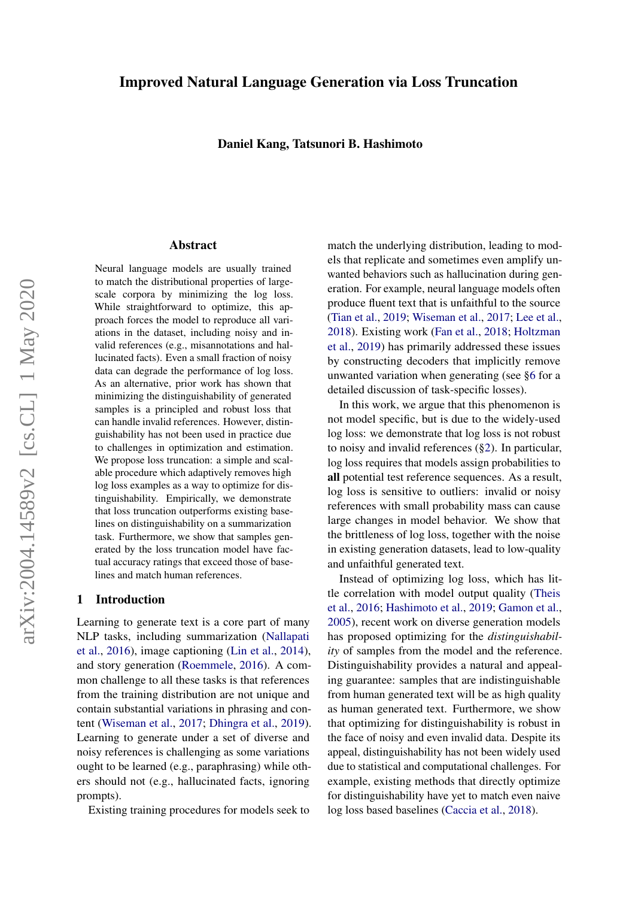# Improved Natural Language Generation via Loss Truncation

**Daniel Kang, Tatsunori B. Hashimoto**

## Abstract

Neural language models are usually trained to match the distributional properties of large-scale corpora by minimizing the log loss. While straightforward to optimize, this approach forces the model to reproduce all variations in the dataset, including noisy and invalid references (e.g., misannotations and hallucinated facts). Even a small fraction of noisy data can degrade the performance of log loss. As an alternative, prior work has shown that minimizing the distinguishability of generated samples is a principled and robust loss that can handle invalid references. However, distinguishability has not been used in practice due to challenges in optimization and estimation. We propose loss truncation: a simple and scalable procedure which adaptively removes high log loss examples as a way to optimize for distinguishability. Empirically, we demonstrate that loss truncation outperforms existing baselines on distinguishability on a summarization task. Furthermore, we show that samples generated by the loss truncation model have factual accuracy ratings that exceed those of baselines and match human references.

## 1 Introduction

Learning to generate text is a core part of many NLP tasks, including summarization (Nallapati et al., 2016), image captioning (Lin et al., 2014), and story generation (Roemmele, 2016). A common challenge to all these tasks is that references from the training distribution are not unique and contain substantial variations in phrasing and content (Wiseman et al., 2017; Dhingra et al., 2019). Learning to generate under a set of diverse and noisy references is challenging as some variations ought to be learned (e.g., paraphrasing) while others should not (e.g., hallucinated facts, ignoring prompts).

Existing training procedures for models seek to match the underlying distribution, leading to models that replicate and sometimes even amplify unwanted behaviors such as hallucination during generation. For example, neural language models often produce fluent text that is unfaithful to the source (Tian et al., 2019; Wiseman et al., 2017; Lee et al., 2018). Existing work (Fan et al., 2018; Holtzman et al., 2019) has primarily addressed these issues by constructing decoders that implicitly remove unwanted variation when generating (see §6 for a detailed discussion of task-specific losses).

In this work, we argue that this phenomenon is not model specific, but is due to the widely-used log loss: we demonstrate that log loss is not robust to noisy and invalid references (§2). In particular, log loss requires that models assign probabilities to **all** potential test reference sequences. As a result, log loss is sensitive to outliers: invalid or noisy references with small probability mass can cause large changes in model behavior. We show that the brittleness of log loss, together with the noise in existing generation datasets, lead to low-quality and unfaithful generated text.

Instead of optimizing log loss, which has little correlation with model output quality (Theis et al., 2016; Hashimoto et al., 2019; Gamon et al., 2005), recent work on diverse generation models has proposed optimizing for the *distinguishability* of samples from the model and the reference. Distinguishability provides a natural and appealing guarantee: samples that are indistinguishable from human generated text will be as high quality as human generated text. Furthermore, we show that optimizing for distinguishability is robust in the face of noisy and even invalid data. Despite its appeal, distinguishability has not been widely used due to statistical and computational challenges. For example, existing methods that directly optimize for distinguishability have yet to match even naive log loss based baselines (Caccia et al., 2018).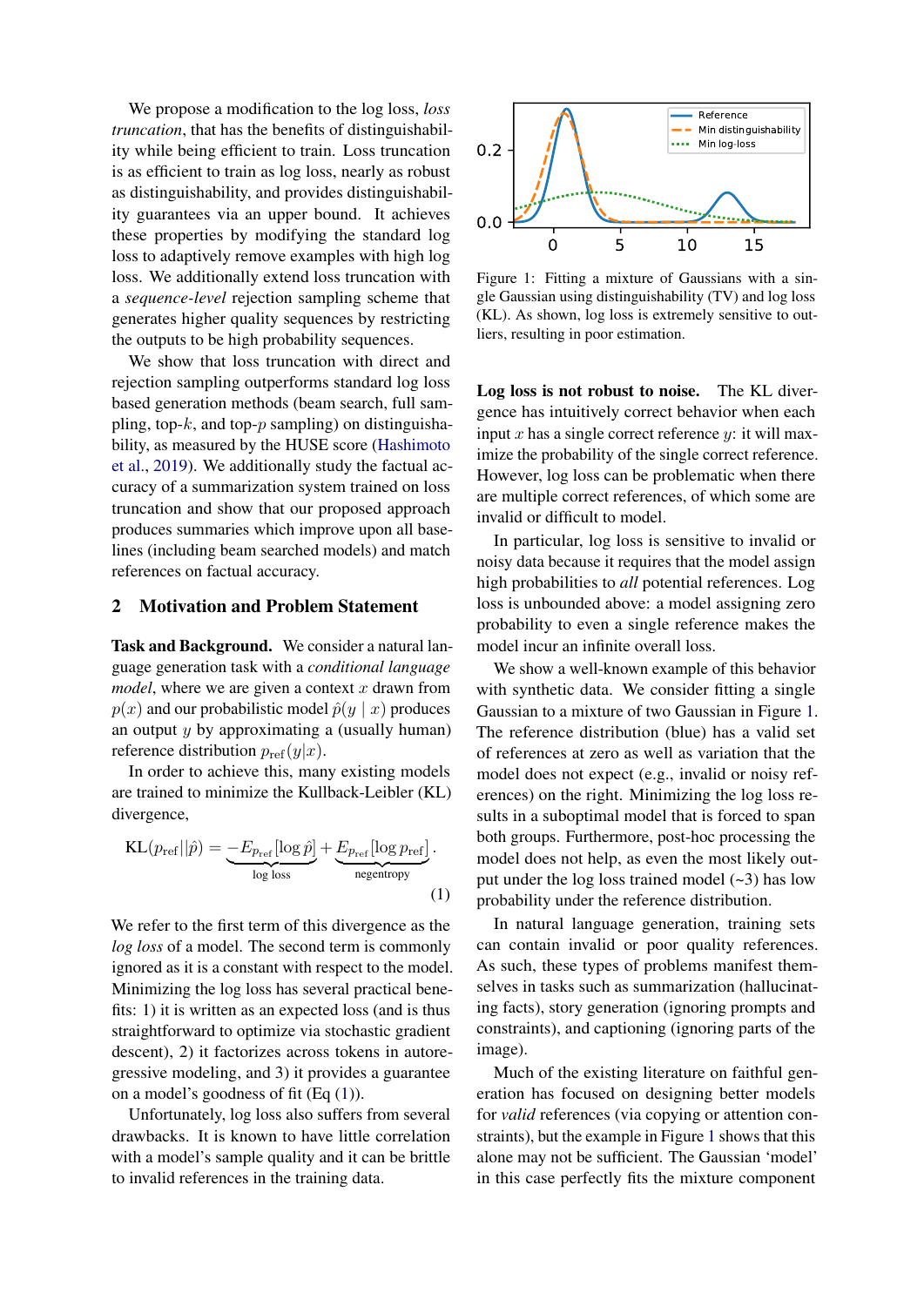We propose a modification to the log loss, *loss truncation*, that has the benefits of distinguishability while being efficient to train. Loss truncation is as efficient to train as log loss, nearly as robust as distinguishability, and provides distinguishability guarantees via an upper bound. It achieves these properties by modifying the standard log loss to adaptively remove examples with high log loss. We additionally extend loss truncation with a *sequence-level* rejection sampling scheme that generates higher quality sequences by restricting the outputs to be high probability sequences.

We show that loss truncation with direct and rejection sampling outperforms standard log loss based generation methods (beam search, full sampling, top-$k$, and top-$p$ sampling) on distinguishability, as measured by the HUSE score (Hashimoto et al., 2019). We additionally study the factual accuracy of a summarization system trained on loss truncation and show that our proposed approach produces summaries which improve upon all baselines (including beam searched models) and match references on factual accuracy.

## 2 Motivation and Problem Statement

**Task and Background.** We consider a natural language generation task with a *conditional language model*, where we are given a context $x$ drawn from $p(x)$ and our probabilistic model $\hat{p}(y \mid x)$ produces an output $y$ by approximating a (usually human) reference distribution $p_{\text{ref}}(y|x)$.

In order to achieve this, many existing models are trained to minimize the Kullback-Leibler (KL) divergence,

$$\text{KL}(p_{\text{ref}}||\hat{p}) = \underbrace{-E_{p_{\text{ref}}}[\log \hat{p}]}_{\text{log loss}} + \underbrace{E_{p_{\text{ref}}}[\log p_{\text{ref}}]}_{\text{negentropy}}. \quad (1)$$

We refer to the first term of this divergence as the *log loss* of a model. The second term is commonly ignored as it is a constant with respect to the model. Minimizing the log loss has several practical benefits: 1) it is written as an expected loss (and is thus straightforward to optimize via stochastic gradient descent), 2) it factorizes across tokens in autoregressive modeling, and 3) it provides a guarantee on a model's goodness of fit (Eq (1)).

Unfortunately, log loss also suffers from several drawbacks. It is known to have little correlation with a model's sample quality and it can be brittle to invalid references in the training data.

Figure 1: Fitting a mixture of Gaussians with a single Gaussian using distinguishability (TV) and log loss (KL). As shown, log loss is extremely sensitive to outliers, resulting in poor estimation.

**Log loss is not robust to noise.** The KL divergence has intuitively correct behavior when each input $x$ has a single correct reference $y$: it will maximize the probability of the single correct reference. However, log loss can be problematic when there are multiple correct references, of which some are invalid or difficult to model.

In particular, log loss is sensitive to invalid or noisy data because it requires that the model assign high probabilities to *all* potential references. Log loss is unbounded above: a model assigning zero probability to even a single reference makes the model incur an infinite overall loss.

We show a well-known example of this behavior with synthetic data. We consider fitting a single Gaussian to a mixture of two Gaussian in Figure 1. The reference distribution (blue) has a valid set of references at zero as well as variation that the model does not expect (e.g., invalid or noisy references) on the right. Minimizing the log loss results in a suboptimal model that is forced to span both groups. Furthermore, post-hoc processing the model does not help, as even the most likely output under the log loss trained model (~3) has low probability under the reference distribution.

In natural language generation, training sets can contain invalid or poor quality references. As such, these types of problems manifest themselves in tasks such as summarization (hallucinating facts), story generation (ignoring prompts and constraints), and captioning (ignoring parts of the image).

Much of the existing literature on faithful generation has focused on designing better models for *valid* references (via copying or attention constraints), but the example in Figure 1 shows that this alone may not be sufficient. The Gaussian 'model' in this case perfectly fits the mixture component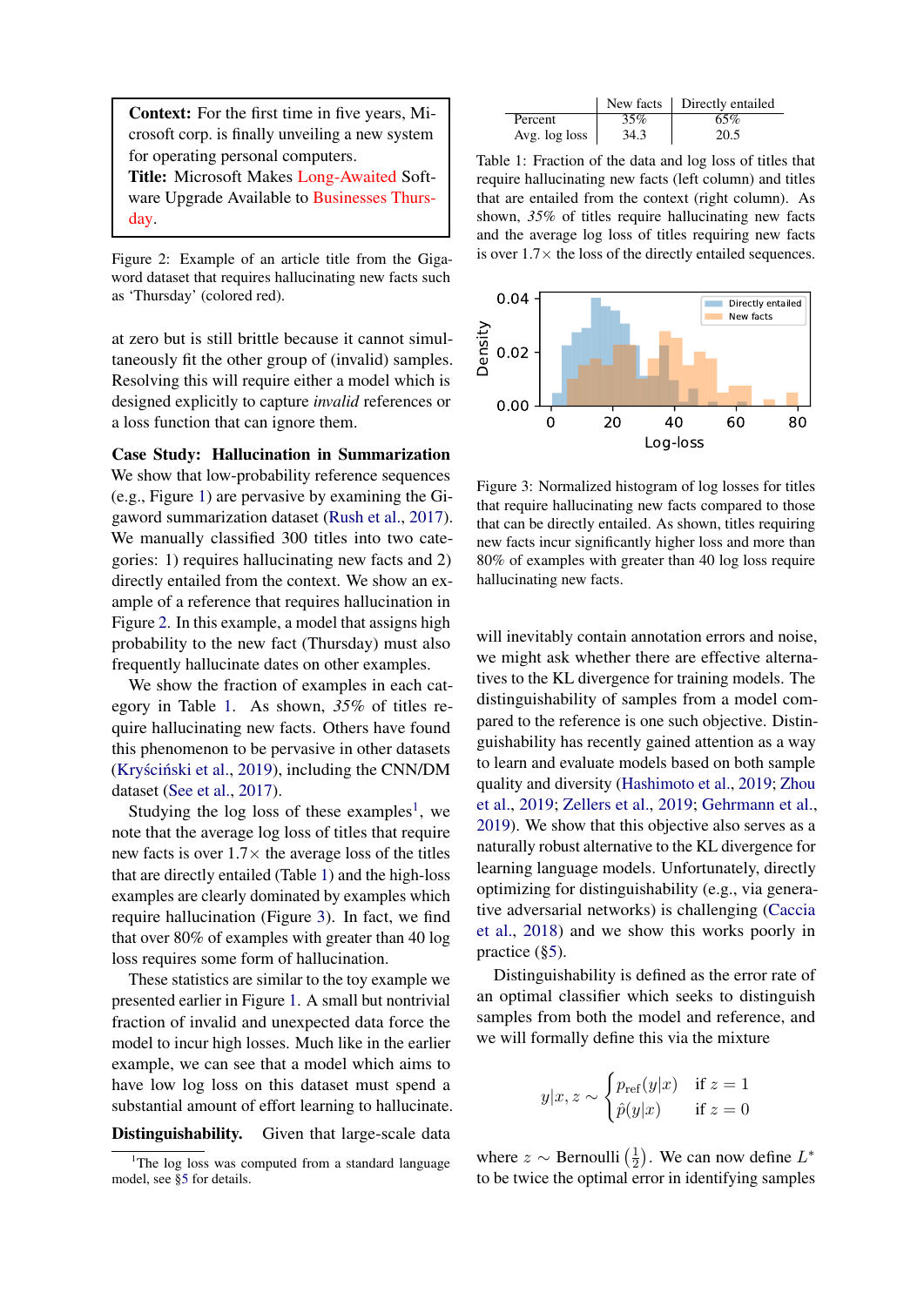**Context:** For the first time in five years, Microsoft corp. is finally unveiling a new system for operating personal computers.
**Title:** Microsoft Makes Long-Awaited Software Upgrade Available to Businesses Thursday.

Figure 2: Example of an article title from the Gigaword dataset that requires hallucinating new facts such as 'Thursday' (colored red).

at zero but is still brittle because it cannot simultaneously fit the other group of (invalid) samples. Resolving this will require either a model which is designed explicitly to capture *invalid* references or a loss function that can ignore them.

**Case Study: Hallucination in Summarization** We show that low-probability reference sequences (e.g., Figure 1) are pervasive by examining the Gigaword summarization dataset (Rush et al., 2017). We manually classified 300 titles into two categories: 1) requires hallucinating new facts and 2) directly entailed from the context. We show an example of a reference that requires hallucination in Figure 2. In this example, a model that assigns high probability to the new fact (Thursday) must also frequently hallucinate dates on other examples.

We show the fraction of examples in each category in Table 1. As shown, *35%* of titles require hallucinating new facts. Others have found this phenomenon to be pervasive in other datasets (Kryściński et al., 2019), including the CNN/DM dataset (See et al., 2017).

Studying the log loss of these examples[1], we note that the average log loss of titles that require new facts is over 1.7× the average loss of the titles that are directly entailed (Table 1) and the high-loss examples are clearly dominated by examples which require hallucination (Figure 3). In fact, we find that over 80% of examples with greater than 40 log loss requires some form of hallucination.

These statistics are similar to the toy example we presented earlier in Figure 1. A small but nontrivial fraction of invalid and unexpected data force the model to incur high losses. Much like in the earlier example, we can see that a model which aims to have low log loss on this dataset must spend a substantial amount of effort learning to hallucinate.

**Distinguishability.** Given that large-scale data will inevitably contain annotation errors and noise, we might ask whether there are effective alternatives to the KL divergence for training models. The distinguishability of samples from a model compared to the reference is one such objective. Distinguishability has recently gained attention as a way to learn and evaluate models based on both sample quality and diversity (Hashimoto et al., 2019; Zhou et al., 2019; Zellers et al., 2019; Gehrmann et al., 2019). We show that this objective also serves as a naturally robust alternative to the KL divergence for learning language models. Unfortunately, directly optimizing for distinguishability (e.g., via generative adversarial networks) is challenging (Caccia et al., 2018) and we show this works poorly in practice (§5).

Distinguishability is defined as the error rate of an optimal classifier which seeks to distinguish samples from both the model and reference, and we will formally define this via the mixture

$$y|x, z \sim \begin{cases} p_{\text{ref}}(y|x) & \text{if } z = 1 \\ \hat{p}(y|x) & \text{if } z = 0 \end{cases}$$

where $z \sim \text{Bernoulli}\left(\frac{1}{2}\right)$. We can now define $L^*$ to be twice the optimal error in identifying samples

[1] The log loss was computed from a standard language model, see §5 for details.

| | New facts | Directly entailed |
|---|---|---|
| Percent | 35% | 65% |
| Avg. log loss | 34.3 | 20.5 |

Table 1: Fraction of the data and log loss of titles that require hallucinating new facts (left column) and titles that are entailed from the context (right column). As shown, *35%* of titles require hallucinating new facts and the average log loss of titles requiring new facts is over 1.7× the loss of the directly entailed sequences.

Figure 3: Normalized histogram of log losses for titles that require hallucinating new facts compared to those that can be directly entailed. As shown, titles requiring new facts incur significantly higher loss and more than 80% of examples with greater than 40 log loss require hallucinating new facts.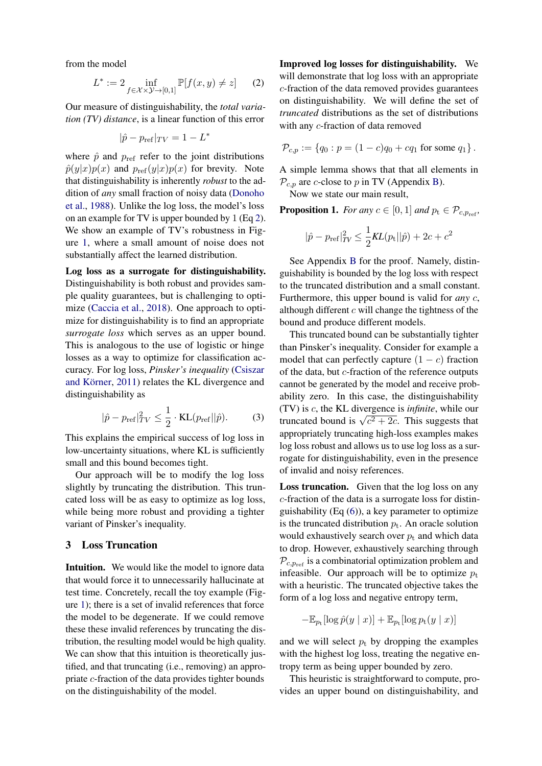from the model

$$L^* := 2 \inf_{f \in \mathcal{X}\times\mathcal{Y}\to[0,1]} \mathbb{P}[f(x,y) \neq z] \qquad (2)$$

Our measure of distinguishability, the *total variation (TV) distance*, is a linear function of this error

$$|\hat{p} - p_{\text{ref}}|_{TV} = 1 - L^*$$

where $\hat{p}$ and $p_{\text{ref}}$ refer to the joint distributions $\hat{p}(y|x)p(x)$ and $p_{\text{ref}}(y|x)p(x)$ for brevity. Note that distinguishability is inherently *robust* to the addition of *any* small fraction of noisy data (Donoho et al., 1988). Unlike the log loss, the model's loss on an example for TV is upper bounded by 1 (Eq 2). We show an example of TV's robustness in Figure 1, where a small amount of noise does not substantially affect the learned distribution.

**Log loss as a surrogate for distinguishability.** Distinguishability is both robust and provides sample quality guarantees, but is challenging to optimize (Caccia et al., 2018). One approach to optimize for distinguishability is to find an appropriate *surrogate loss* which serves as an upper bound. This is analogous to the use of logistic or hinge losses as a way to optimize for classification accuracy. For log loss, *Pinsker's inequality* (Csiszar and Körner, 2011) relates the KL divergence and distinguishability as

$$|\hat{p} - p_{\text{ref}}|_{TV}^2 \leq \frac{1}{2} \cdot \text{KL}(p_{\text{ref}}||\hat{p}). \qquad (3)$$

This explains the empirical success of log loss in low-uncertainty situations, where KL is sufficiently small and this bound becomes tight.

Our approach will be to modify the log loss slightly by truncating the distribution. This truncated loss will be as easy to optimize as log loss, while being more robust and providing a tighter variant of Pinsker's inequality.

## 3 Loss Truncation

**Intuition.** We would like the model to ignore data that would force it to unnecessarily hallucinate at test time. Concretely, recall the toy example (Figure 1); there is a set of invalid references that force the model to be degenerate. If we could remove these these invalid references by truncating the distribution, the resulting model would be high quality. We can show that this intuition is theoretically justified, and that truncating (i.e., removing) an appropriate $c$-fraction of the data provides tighter bounds on the distinguishability of the model.

**Improved log losses for distinguishability.** We will demonstrate that log loss with an appropriate $c$-fraction of the data removed provides guarantees on distinguishability. We will define the set of *truncated* distributions as the set of distributions with any $c$-fraction of data removed

$$\mathcal{P}_{c,p} := \{q_0 : p = (1-c)q_0 + cq_1 \text{ for some } q_1\}.$$

A simple lemma shows that that all elements in $\mathcal{P}_{c,p}$ are $c$-close to $p$ in TV (Appendix B).

Now we state our main result,

**Proposition 1.** *For any $c \in [0,1]$ and $p_{\text{t}} \in \mathcal{P}_{c,p_{\text{ref}}}$,*

$$|\hat{p} - p_{\text{ref}}|_{TV}^2 \leq \frac{1}{2} KL(p_{\text{t}}||\hat{p}) + 2c + c^2$$

See Appendix B for the proof. Namely, distinguishability is bounded by the log loss with respect to the truncated distribution and a small constant. Furthermore, this upper bound is valid for *any* $c$, although different $c$ will change the tightness of the bound and produce different models.

This truncated bound can be substantially tighter than Pinsker's inequality. Consider for example a model that can perfectly capture $(1-c)$ fraction of the data, but $c$-fraction of the reference outputs cannot be generated by the model and receive probability zero. In this case, the distinguishability (TV) is $c$, the KL divergence is *infinite*, while our truncated bound is $\sqrt{c^2 + 2c}$. This suggests that appropriately truncating high-loss examples makes log loss robust and allows us to use log loss as a surrogate for distinguishability, even in the presence of invalid and noisy references.

**Loss truncation.** Given that the log loss on any $c$-fraction of the data is a surrogate loss for distinguishability (Eq (6)), a key parameter to optimize is the truncated distribution $p_{\text{t}}$. An oracle solution would exhaustively search over $p_{\text{t}}$ and which data to drop. However, exhaustively searching through $\mathcal{P}_{c,p_{\text{ref}}}$ is a combinatorial optimization problem and infeasible. Our approach will be to optimize $p_{\text{t}}$ with a heuristic. The truncated objective takes the form of a log loss and negative entropy term,

$$-\mathbb{E}_{p_{\text{t}}}[\log \hat{p}(y \mid x)] + \mathbb{E}_{p_{\text{t}}}[\log p_{\text{t}}(y \mid x)]$$

and we will select $p_{\text{t}}$ by dropping the examples with the highest log loss, treating the negative entropy term as being upper bounded by zero.

This heuristic is straightforward to compute, provides an upper bound on distinguishability, and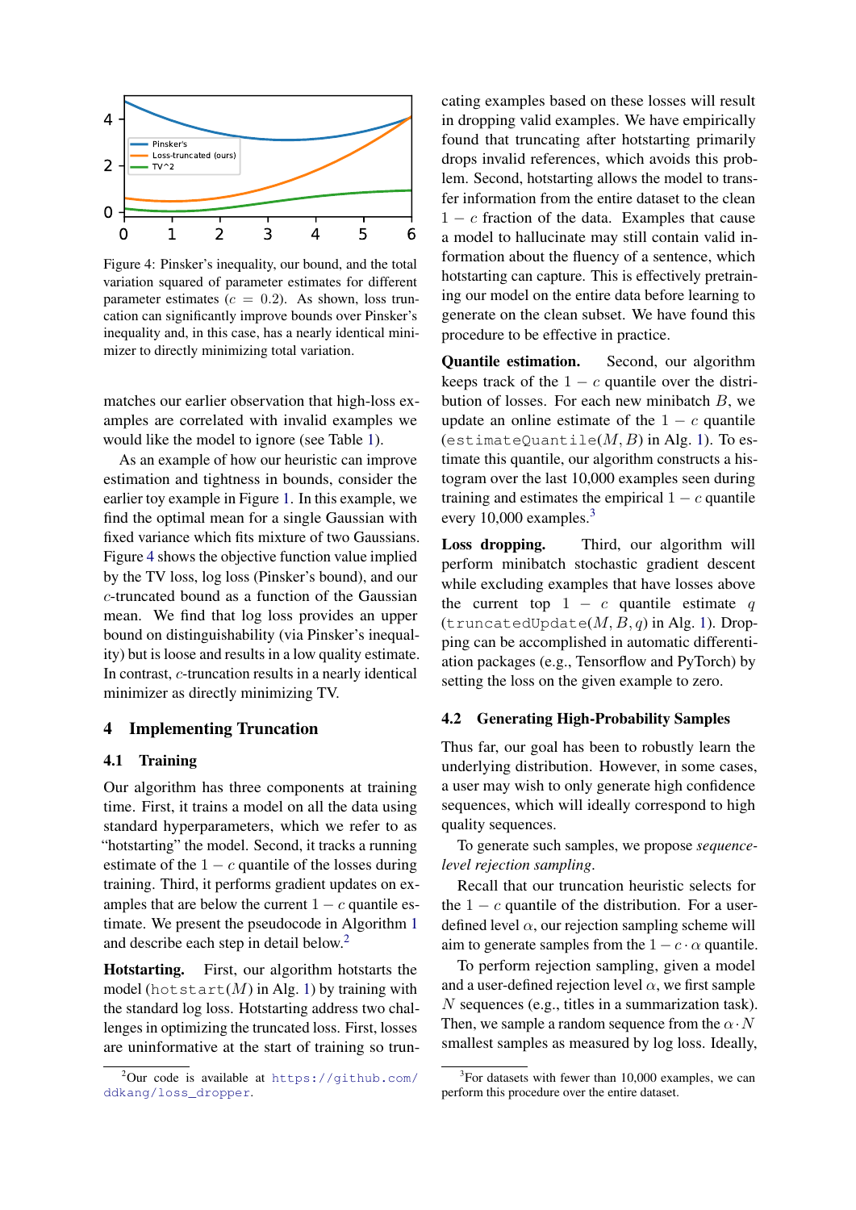Figure 4: Pinsker's inequality, our bound, and the total variation squared of parameter estimates for different parameter estimates ($c = 0.2$). As shown, loss truncation can significantly improve bounds over Pinsker's inequality and, in this case, has a nearly identical minimizer to directly minimizing total variation.

matches our earlier observation that high-loss examples are correlated with invalid examples we would like the model to ignore (see Table 1).

As an example of how our heuristic can improve estimation and tightness in bounds, consider the earlier toy example in Figure 1. In this example, we find the optimal mean for a single Gaussian with fixed variance which fits mixture of two Gaussians. Figure 4 shows the objective function value implied by the TV loss, log loss (Pinsker's bound), and our $c$-truncated bound as a function of the Gaussian mean. We find that log loss provides an upper bound on distinguishability (via Pinsker's inequality) but is loose and results in a low quality estimate. In contrast, $c$-truncation results in a nearly identical minimizer as directly minimizing TV.

## 4 Implementing Truncation

### 4.1 Training

Our algorithm has three components at training time. First, it trains a model on all the data using standard hyperparameters, which we refer to as "hotstarting" the model. Second, it tracks a running estimate of the $1 - c$ quantile of the losses during training. Third, it performs gradient updates on examples that are below the current $1 - c$ quantile estimate. We present the pseudocode in Algorithm 1 and describe each step in detail below.[2]

**Hotstarting.** First, our algorithm hotstarts the model (`hotstart`$(M)$ in Alg. 1) by training with the standard log loss. Hotstarting address two challenges in optimizing the truncated loss. First, losses are uninformative at the start of training so truncating examples based on these losses will result in dropping valid examples. We have empirically found that truncating after hotstarting primarily drops invalid references, which avoids this problem. Second, hotstarting allows the model to transfer information from the entire dataset to the clean $1 - c$ fraction of the data. Examples that cause a model to hallucinate may still contain valid information about the fluency of a sentence, which hotstarting can capture. This is effectively pretraining our model on the entire data before learning to generate on the clean subset. We have found this procedure to be effective in practice.

**Quantile estimation.** Second, our algorithm keeps track of the $1 - c$ quantile over the distribution of losses. For each new minibatch $B$, we update an online estimate of the $1 - c$ quantile (`estimateQuantile`$(M, B)$ in Alg. 1). To estimate this quantile, our algorithm constructs a histogram over the last 10,000 examples seen during training and estimates the empirical $1 - c$ quantile every 10,000 examples.[3]

**Loss dropping.** Third, our algorithm will perform minibatch stochastic gradient descent while excluding examples that have losses above the current top $1 - c$ quantile estimate $q$ (`truncatedUpdate`$(M, B, q)$ in Alg. 1). Dropping can be accomplished in automatic differentiation packages (e.g., Tensorflow and PyTorch) by setting the loss on the given example to zero.

### 4.2 Generating High-Probability Samples

Thus far, our goal has been to robustly learn the underlying distribution. However, in some cases, a user may wish to only generate high confidence sequences, which will ideally correspond to high quality sequences.

To generate such samples, we propose *sequence-level rejection sampling*.

Recall that our truncation heuristic selects for the $1 - c$ quantile of the distribution. For a user-defined level $\alpha$, our rejection sampling scheme will aim to generate samples from the $1 - c \cdot \alpha$ quantile.

To perform rejection sampling, given a model and a user-defined rejection level $\alpha$, we first sample $N$ sequences (e.g., titles in a summarization task). Then, we sample a random sequence from the $\alpha \cdot N$ smallest samples as measured by log loss. Ideally,

[2] Our code is available at https://github.com/ddkang/loss_dropper.

[3] For datasets with fewer than 10,000 examples, we can perform this procedure over the entire dataset.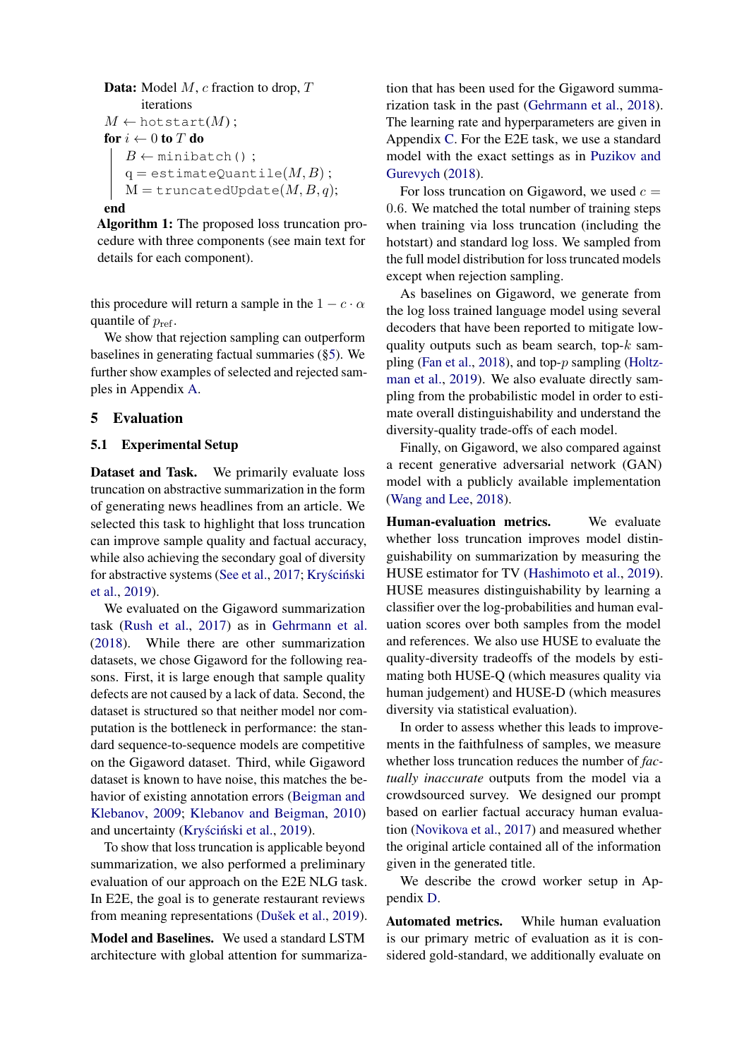**Data:** Model $M$, $c$ fraction to drop, $T$ iterations

```
M ← hotstart(M) ;
for i ← 0 to T do
    B ← minibatch() ;
    q = estimateQuantile(M, B) ;
    M = truncatedUpdate(M, B, q);
end
```

**Algorithm 1:** The proposed loss truncation procedure with three components (see main text for details for each component).

this procedure will return a sample in the $1 - c \cdot \alpha$ quantile of $p_{\text{ref}}$.

We show that rejection sampling can outperform baselines in generating factual summaries (§5). We further show examples of selected and rejected samples in Appendix A.

## 5 Evaluation

### 5.1 Experimental Setup

**Dataset and Task.** We primarily evaluate loss truncation on abstractive summarization in the form of generating news headlines from an article. We selected this task to highlight that loss truncation can improve sample quality and factual accuracy, while also achieving the secondary goal of diversity for abstractive systems (See et al., 2017; Kryściński et al., 2019).

We evaluated on the Gigaword summarization task (Rush et al., 2017) as in Gehrmann et al. (2018). While there are other summarization datasets, we chose Gigaword for the following reasons. First, it is large enough that sample quality defects are not caused by a lack of data. Second, the dataset is structured so that neither model nor computation is the bottleneck in performance: the standard sequence-to-sequence models are competitive on the Gigaword dataset. Third, while Gigaword dataset is known to have noise, this matches the behavior of existing annotation errors (Beigman and Klebanov, 2009; Klebanov and Beigman, 2010) and uncertainty (Kryściński et al., 2019).

To show that loss truncation is applicable beyond summarization, we also performed a preliminary evaluation of our approach on the E2E NLG task. In E2E, the goal is to generate restaurant reviews from meaning representations (Dušek et al., 2019).

**Model and Baselines.** We used a standard LSTM architecture with global attention for summarization that has been used for the Gigaword summarization task in the past (Gehrmann et al., 2018). The learning rate and hyperparameters are given in Appendix C. For the E2E task, we use a standard model with the exact settings as in Puzikov and Gurevych (2018).

For loss truncation on Gigaword, we used $c = 0.6$. We matched the total number of training steps when training via loss truncation (including the hotstart) and standard log loss. We sampled from the full model distribution for loss truncated models except when rejection sampling.

As baselines on Gigaword, we generate from the log loss trained language model using several decoders that have been reported to mitigate low-quality outputs such as beam search, top-$k$ sampling (Fan et al., 2018), and top-$p$ sampling (Holtzman et al., 2019). We also evaluate directly sampling from the probabilistic model in order to estimate overall distinguishability and understand the diversity-quality trade-offs of each model.

Finally, on Gigaword, we also compared against a recent generative adversarial network (GAN) model with a publicly available implementation (Wang and Lee, 2018).

**Human-evaluation metrics.** We evaluate whether loss truncation improves model distinguishability on summarization by measuring the HUSE estimator for TV (Hashimoto et al., 2019). HUSE measures distinguishability by learning a classifier over the log-probabilities and human evaluation scores over both samples from the model and references. We also use HUSE to evaluate the quality-diversity tradeoffs of the models by estimating both HUSE-Q (which measures quality via human judgement) and HUSE-D (which measures diversity via statistical evaluation).

In order to assess whether this leads to improvements in the faithfulness of samples, we measure whether loss truncation reduces the number of *factually inaccurate* outputs from the model via a crowdsourced survey. We designed our prompt based on earlier factual accuracy human evaluation (Novikova et al., 2017) and measured whether the original article contained all of the information given in the generated title.

We describe the crowd worker setup in Appendix D.

**Automated metrics.** While human evaluation is our primary metric of evaluation as it is considered gold-standard, we additionally evaluate on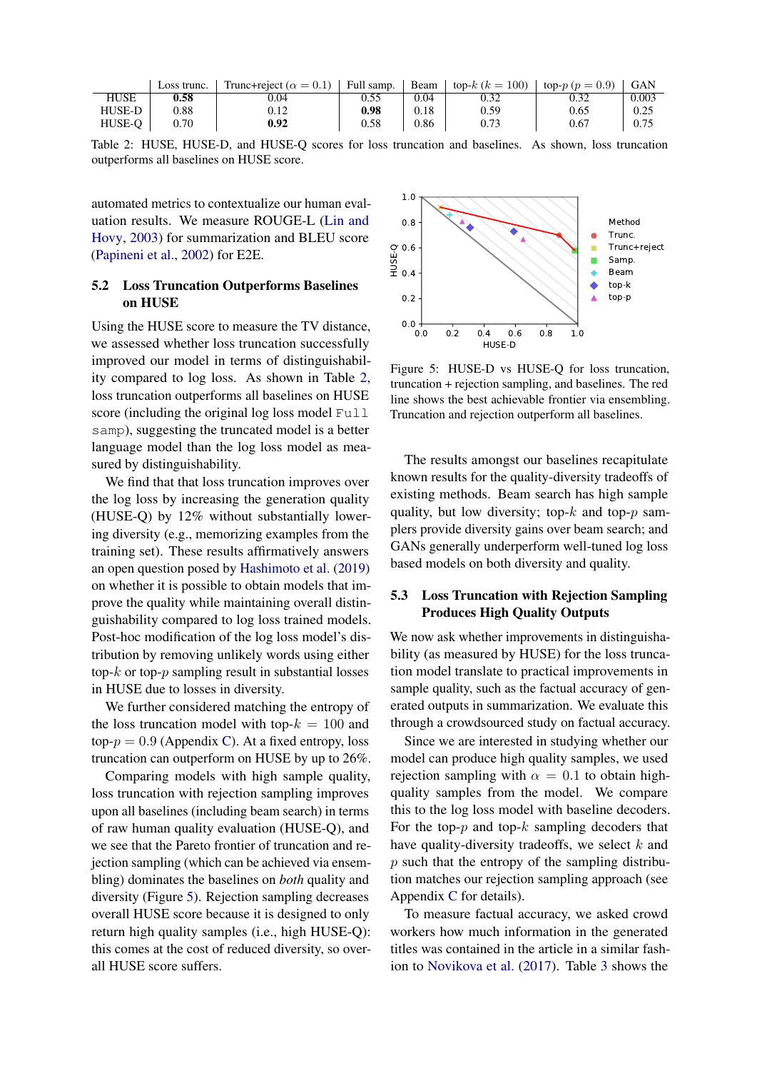|  | Loss trunc. | Trunc+reject ($\alpha = 0.1$) | Full samp. | Beam | top-$k$ ($k = 100$) | top-$p$ ($p = 0.9$) | GAN |
|---|---|---|---|---|---|---|---|
| HUSE | **0.58** | 0.04 | 0.55 | 0.04 | 0.32 | 0.32 | 0.003 |
| HUSE-D | 0.88 | 0.12 | **0.98** | 0.18 | 0.59 | 0.65 | 0.25 |
| HUSE-Q | 0.70 | **0.92** | 0.58 | 0.86 | 0.73 | 0.67 | 0.75 |

Table 2: HUSE, HUSE-D, and HUSE-Q scores for loss truncation and baselines. As shown, loss truncation outperforms all baselines on HUSE score.

automated metrics to contextualize our human evaluation results. We measure ROUGE-L (Lin and Hovy, 2003) for summarization and BLEU score (Papineni et al., 2002) for E2E.

### 5.2 Loss Truncation Outperforms Baselines on HUSE

Using the HUSE score to measure the TV distance, we assessed whether loss truncation successfully improved our model in terms of distinguishability compared to log loss. As shown in Table 2, loss truncation outperforms all baselines on HUSE score (including the original log loss model `Full samp`), suggesting the truncated model is a better language model than the log loss model as measured by distinguishability.

We find that that loss truncation improves over the log loss by increasing the generation quality (HUSE-Q) by 12% without substantially lowering diversity (e.g., memorizing examples from the training set). These results affirmatively answers an open question posed by Hashimoto et al. (2019) on whether it is possible to obtain models that improve the quality while maintaining overall distinguishability compared to log loss trained models. Post-hoc modification of the log loss model's distribution by removing unlikely words using either top-$k$ or top-$p$ sampling result in substantial losses in HUSE due to losses in diversity.

We further considered matching the entropy of the loss truncation model with top-$k = 100$ and top-$p = 0.9$ (Appendix C). At a fixed entropy, loss truncation can outperform on HUSE by up to 26%.

Comparing models with high sample quality, loss truncation with rejection sampling improves upon all baselines (including beam search) in terms of raw human quality evaluation (HUSE-Q), and we see that the Pareto frontier of truncation and rejection sampling (which can be achieved via ensembling) dominates the baselines on *both* quality and diversity (Figure 5). Rejection sampling decreases overall HUSE score because it is designed to only return high quality samples (i.e., high HUSE-Q): this comes at the cost of reduced diversity, so overall HUSE score suffers.

Figure 5: HUSE-D vs HUSE-Q for loss truncation, truncation + rejection sampling, and baselines. The red line shows the best achievable frontier via ensembling. Truncation and rejection outperform all baselines.

The results amongst our baselines recapitulate known results for the quality-diversity tradeoffs of existing methods. Beam search has high sample quality, but low diversity; top-$k$ and top-$p$ samplers provide diversity gains over beam search; and GANs generally underperform well-tuned log loss based models on both diversity and quality.

### 5.3 Loss Truncation with Rejection Sampling Produces High Quality Outputs

We now ask whether improvements in distinguishability (as measured by HUSE) for the loss truncation model translate to practical improvements in sample quality, such as the factual accuracy of generated outputs in summarization. We evaluate this through a crowdsourced study on factual accuracy.

Since we are interested in studying whether our model can produce high quality samples, we used rejection sampling with $\alpha = 0.1$ to obtain high-quality samples from the model. We compare this to the log loss model with baseline decoders. For the top-$p$ and top-$k$ sampling decoders that have quality-diversity tradeoffs, we select $k$ and $p$ such that the entropy of the sampling distribution matches our rejection sampling approach (see Appendix C for details).

To measure factual accuracy, we asked crowd workers how much information in the generated titles was contained in the article in a similar fashion to Novikova et al. (2017). Table 3 shows the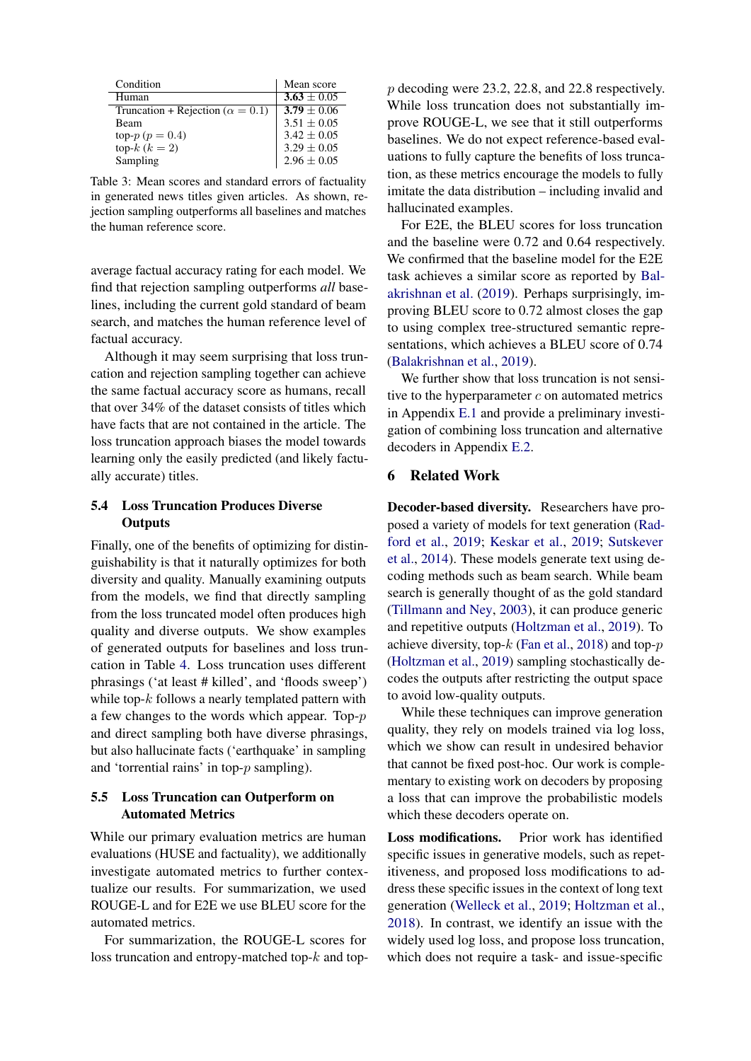| Condition | Mean score |
|---|---|
| Human | **3.63** $\pm$ 0.05 |
| Truncation + Rejection ($\alpha = 0.1$) | **3.79** $\pm$ 0.06 |
| Beam | 3.51 $\pm$ 0.05 |
| top-$p$ ($p = 0.4$) | 3.42 $\pm$ 0.05 |
| top-$k$ ($k = 2$) | 3.29 $\pm$ 0.05 |
| Sampling | 2.96 $\pm$ 0.05 |

Table 3: Mean scores and standard errors of factuality in generated news titles given articles. As shown, rejection sampling outperforms all baselines and matches the human reference score.

average factual accuracy rating for each model. We find that rejection sampling outperforms *all* baselines, including the current gold standard of beam search, and matches the human reference level of factual accuracy.

Although it may seem surprising that loss truncation and rejection sampling together can achieve the same factual accuracy score as humans, recall that over 34% of the dataset consists of titles which have facts that are not contained in the article. The loss truncation approach biases the model towards learning only the easily predicted (and likely factually accurate) titles.

### 5.4 Loss Truncation Produces Diverse Outputs

Finally, one of the benefits of optimizing for distinguishability is that it naturally optimizes for both diversity and quality. Manually examining outputs from the models, we find that directly sampling from the loss truncated model often produces high quality and diverse outputs. We show examples of generated outputs for baselines and loss truncation in Table 4. Loss truncation uses different phrasings ('at least # killed', and 'floods sweep') while top-$k$ follows a nearly templated pattern with a few changes to the words which appear. Top-$p$ and direct sampling both have diverse phrasings, but also hallucinate facts ('earthquake' in sampling and 'torrential rains' in top-$p$ sampling).

### 5.5 Loss Truncation can Outperform on Automated Metrics

While our primary evaluation metrics are human evaluations (HUSE and factuality), we additionally investigate automated metrics to further contextualize our results. For summarization, we used ROUGE-L and for E2E we use BLEU score for the automated metrics.

For summarization, the ROUGE-L scores for loss truncation and entropy-matched top-$k$ and top-$p$ decoding were 23.2, 22.8, and 22.8 respectively. While loss truncation does not substantially improve ROUGE-L, we see that it still outperforms baselines. We do not expect reference-based evaluations to fully capture the benefits of loss truncation, as these metrics encourage the models to fully imitate the data distribution – including invalid and hallucinated examples.

For E2E, the BLEU scores for loss truncation and the baseline were 0.72 and 0.64 respectively. We confirmed that the baseline model for the E2E task achieves a similar score as reported by Balakrishnan et al. (2019). Perhaps surprisingly, improving BLEU score to 0.72 almost closes the gap to using complex tree-structured semantic representations, which achieves a BLEU score of 0.74 (Balakrishnan et al., 2019).

We further show that loss truncation is not sensitive to the hyperparameter $c$ on automated metrics in Appendix E.1 and provide a preliminary investigation of combining loss truncation and alternative decoders in Appendix E.2.

## 6 Related Work

**Decoder-based diversity.** Researchers have proposed a variety of models for text generation (Radford et al., 2019; Keskar et al., 2019; Sutskever et al., 2014). These models generate text using decoding methods such as beam search. While beam search is generally thought of as the gold standard (Tillmann and Ney, 2003), it can produce generic and repetitive outputs (Holtzman et al., 2019). To achieve diversity, top-$k$ (Fan et al., 2018) and top-$p$ (Holtzman et al., 2019) sampling stochastically decodes the outputs after restricting the output space to avoid low-quality outputs.

While these techniques can improve generation quality, they rely on models trained via log loss, which we show can result in undesired behavior that cannot be fixed post-hoc. Our work is complementary to existing work on decoders by proposing a loss that can improve the probabilistic models which these decoders operate on.

**Loss modifications.** Prior work has identified specific issues in generative models, such as repetitiveness, and proposed loss modifications to address these specific issues in the context of long text generation (Welleck et al., 2019; Holtzman et al., 2018). In contrast, we identify an issue with the widely used log loss, and propose loss truncation, which does not require a task- and issue-specific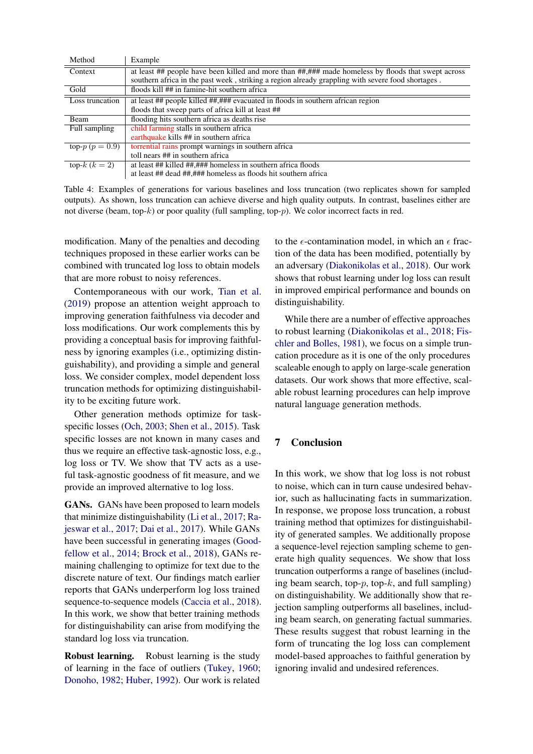| Method | Example |
|---|---|
| Context | at least ## people have been killed and more than ##,### made homeless by floods that swept across southern africa in the past week , striking a region already grappling with severe food shortages . |
| Gold | floods kill ## in famine-hit southern africa |
| Loss truncation | at least ## people killed ##,### evacuated in floods in southern african region<br>floods that sweep parts of africa kill at least ## |
| Beam | flooding hits southern africa as deaths rise |
| Full sampling | child farming stalls in southern africa<br>earthquake kills ## in southern africa |
| top-$p$ ($p = 0.9$) | torrential rains prompt warnings in southern africa<br>toll nears ## in southern africa |
| top-$k$ ($k = 2$) | at least ## killed ##,### homeless in southern africa floods<br>at least ## dead ##,### homeless as floods hit southern africa |

Table 4: Examples of generations for various baselines and loss truncation (two replicates shown for sampled outputs). As shown, loss truncation can achieve diverse and high quality outputs. In contrast, baselines either are not diverse (beam, top-$k$) or poor quality (full sampling, top-$p$). We color incorrect facts in red.

modification. Many of the penalties and decoding techniques proposed in these earlier works can be combined with truncated log loss to obtain models that are more robust to noisy references.

Contemporaneous with our work, Tian et al. (2019) propose an attention weight approach to improving generation faithfulness via decoder and loss modifications. Our work complements this by providing a conceptual basis for improving faithfulness by ignoring examples (i.e., optimizing distinguishability), and providing a simple and general loss. We consider complex, model dependent loss truncation methods for optimizing distinguishability to be exciting future work.

Other generation methods optimize for task-specific losses (Och, 2003; Shen et al., 2015). Task specific losses are not known in many cases and thus we require an effective task-agnostic loss, e.g., log loss or TV. We show that TV acts as a useful task-agnostic goodness of fit measure, and we provide an improved alternative to log loss.

**GANs.** GANs have been proposed to learn models that minimize distinguishability (Li et al., 2017; Rajeswar et al., 2017; Dai et al., 2017). While GANs have been successful in generating images (Goodfellow et al., 2014; Brock et al., 2018), GANs remaining challenging to optimize for text due to the discrete nature of text. Our findings match earlier reports that GANs underperform log loss trained sequence-to-sequence models (Caccia et al., 2018). In this work, we show that better training methods for distinguishability can arise from modifying the standard log loss via truncation.

**Robust learning.** Robust learning is the study of learning in the face of outliers (Tukey, 1960; Donoho, 1982; Huber, 1992). Our work is related to the $\epsilon$-contamination model, in which an $\epsilon$ fraction of the data has been modified, potentially by an adversary (Diakonikolas et al., 2018). Our work shows that robust learning under log loss can result in improved empirical performance and bounds on distinguishability.

While there are a number of effective approaches to robust learning (Diakonikolas et al., 2018; Fischler and Bolles, 1981), we focus on a simple truncation procedure as it is one of the only procedures scaleable enough to apply on large-scale generation datasets. Our work shows that more effective, scalable robust learning procedures can help improve natural language generation methods.

## 7 Conclusion

In this work, we show that log loss is not robust to noise, which can in turn cause undesired behavior, such as hallucinating facts in summarization. In response, we propose loss truncation, a robust training method that optimizes for distinguishability of generated samples. We additionally propose a sequence-level rejection sampling scheme to generate high quality sequences. We show that loss truncation outperforms a range of baselines (including beam search, top-$p$, top-$k$, and full sampling) on distinguishability. We additionally show that rejection sampling outperforms all baselines, including beam search, on generating factual summaries. These results suggest that robust learning in the form of truncating the log loss can complement model-based approaches to faithful generation by ignoring invalid and undesired references.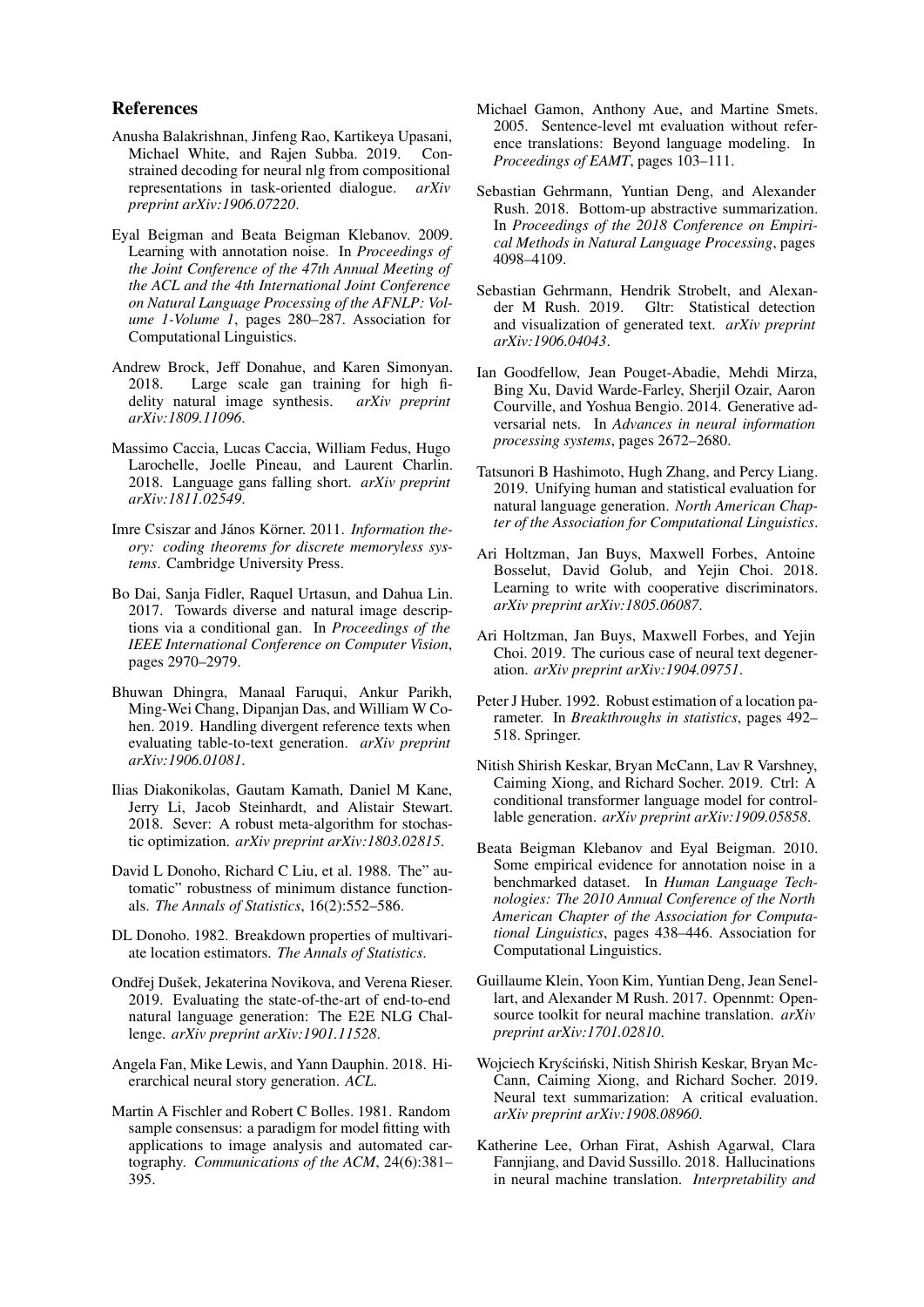## References

Anusha Balakrishnan, Jinfeng Rao, Kartikeya Upasani, Michael White, and Rajen Subba. 2019. Constrained decoding for neural nlg from compositional representations in task-oriented dialogue. *arXiv preprint arXiv:1906.07220*.

Eyal Beigman and Beata Beigman Klebanov. 2009. Learning with annotation noise. In *Proceedings of the Joint Conference of the 47th Annual Meeting of the ACL and the 4th International Joint Conference on Natural Language Processing of the AFNLP: Volume 1-Volume 1*, pages 280–287. Association for Computational Linguistics.

Andrew Brock, Jeff Donahue, and Karen Simonyan. 2018. Large scale gan training for high fidelity natural image synthesis. *arXiv preprint arXiv:1809.11096*.

Massimo Caccia, Lucas Caccia, William Fedus, Hugo Larochelle, Joelle Pineau, and Laurent Charlin. 2018. Language gans falling short. *arXiv preprint arXiv:1811.02549*.

Imre Csiszar and János Körner. 2011. *Information theory: coding theorems for discrete memoryless systems*. Cambridge University Press.

Bo Dai, Sanja Fidler, Raquel Urtasun, and Dahua Lin. 2017. Towards diverse and natural image descriptions via a conditional gan. In *Proceedings of the IEEE International Conference on Computer Vision*, pages 2970–2979.

Bhuwan Dhingra, Manaal Faruqui, Ankur Parikh, Ming-Wei Chang, Dipanjan Das, and William W Cohen. 2019. Handling divergent reference texts when evaluating table-to-text generation. *arXiv preprint arXiv:1906.01081*.

Ilias Diakonikolas, Gautam Kamath, Daniel M Kane, Jerry Li, Jacob Steinhardt, and Alistair Stewart. 2018. Sever: A robust meta-algorithm for stochastic optimization. *arXiv preprint arXiv:1803.02815*.

David L Donoho, Richard C Liu, et al. 1988. The" automatic" robustness of minimum distance functionals. *The Annals of Statistics*, 16(2):552–586.

DL Donoho. 1982. Breakdown properties of multivariate location estimators. *The Annals of Statistics*.

Ondřej Dušek, Jekaterina Novikova, and Verena Rieser. 2019. Evaluating the state-of-the-art of end-to-end natural language generation: The E2E NLG Challenge. *arXiv preprint arXiv:1901.11528*.

Angela Fan, Mike Lewis, and Yann Dauphin. 2018. Hierarchical neural story generation. *ACL*.

Martin A Fischler and Robert C Bolles. 1981. Random sample consensus: a paradigm for model fitting with applications to image analysis and automated cartography. *Communications of the ACM*, 24(6):381–395.

Michael Gamon, Anthony Aue, and Martine Smets. 2005. Sentence-level mt evaluation without reference translations: Beyond language modeling. In *Proceedings of EAMT*, pages 103–111.

Sebastian Gehrmann, Yuntian Deng, and Alexander Rush. 2018. Bottom-up abstractive summarization. In *Proceedings of the 2018 Conference on Empirical Methods in Natural Language Processing*, pages 4098–4109.

Sebastian Gehrmann, Hendrik Strobelt, and Alexander M Rush. 2019. Gltr: Statistical detection and visualization of generated text. *arXiv preprint arXiv:1906.04043*.

Ian Goodfellow, Jean Pouget-Abadie, Mehdi Mirza, Bing Xu, David Warde-Farley, Sherjil Ozair, Aaron Courville, and Yoshua Bengio. 2014. Generative adversarial nets. In *Advances in neural information processing systems*, pages 2672–2680.

Tatsunori B Hashimoto, Hugh Zhang, and Percy Liang. 2019. Unifying human and statistical evaluation for natural language generation. *North American Chapter of the Association for Computational Linguistics*.

Ari Holtzman, Jan Buys, Maxwell Forbes, Antoine Bosselut, David Golub, and Yejin Choi. 2018. Learning to write with cooperative discriminators. *arXiv preprint arXiv:1805.06087*.

Ari Holtzman, Jan Buys, Maxwell Forbes, and Yejin Choi. 2019. The curious case of neural text degeneration. *arXiv preprint arXiv:1904.09751*.

Peter J Huber. 1992. Robust estimation of a location parameter. In *Breakthroughs in statistics*, pages 492–518. Springer.

Nitish Shirish Keskar, Bryan McCann, Lav R Varshney, Caiming Xiong, and Richard Socher. 2019. Ctrl: A conditional transformer language model for controllable generation. *arXiv preprint arXiv:1909.05858*.

Beata Beigman Klebanov and Eyal Beigman. 2010. Some empirical evidence for annotation noise in a benchmarked dataset. In *Human Language Technologies: The 2010 Annual Conference of the North American Chapter of the Association for Computational Linguistics*, pages 438–446. Association for Computational Linguistics.

Guillaume Klein, Yoon Kim, Yuntian Deng, Jean Senellart, and Alexander M Rush. 2017. Opennmt: Open-source toolkit for neural machine translation. *arXiv preprint arXiv:1701.02810*.

Wojciech Kryściński, Nitish Shirish Keskar, Bryan McCann, Caiming Xiong, and Richard Socher. 2019. Neural text summarization: A critical evaluation. *arXiv preprint arXiv:1908.08960*.

Katherine Lee, Orhan Firat, Ashish Agarwal, Clara Fannjiang, and David Sussillo. 2018. Hallucinations in neural machine translation. *Interpretability and*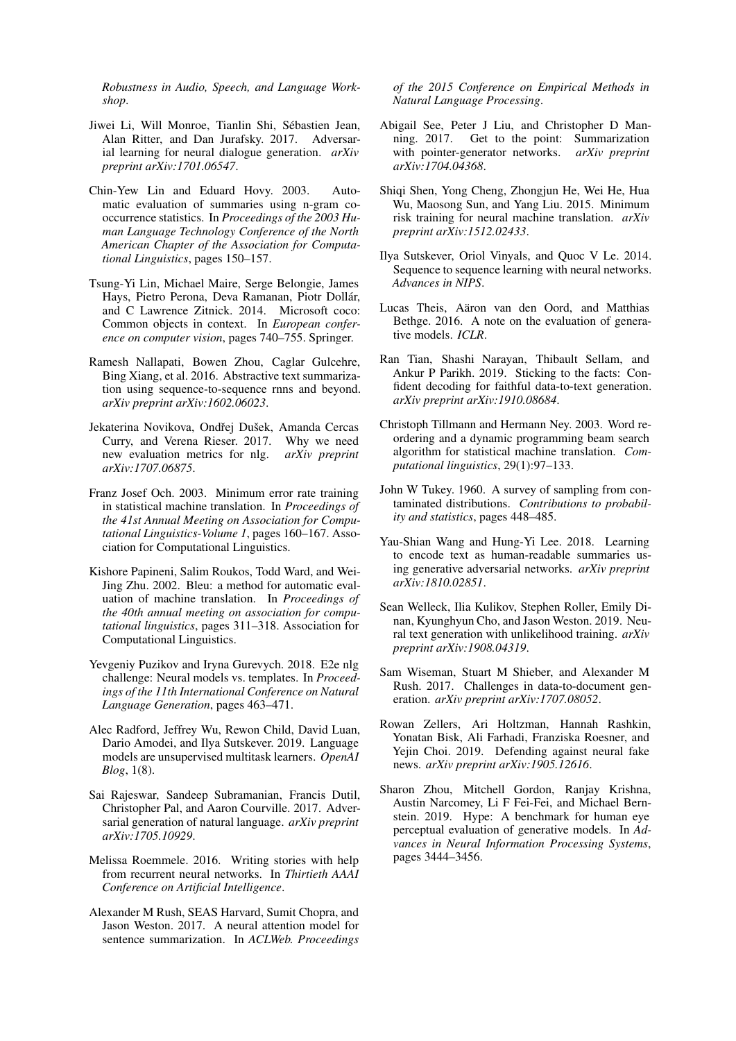*Robustness in Audio, Speech, and Language Workshop*.

Jiwei Li, Will Monroe, Tianlin Shi, Sébastien Jean, Alan Ritter, and Dan Jurafsky. 2017. Adversarial learning for neural dialogue generation. *arXiv preprint arXiv:1701.06547*.

Chin-Yew Lin and Eduard Hovy. 2003. Automatic evaluation of summaries using n-gram co-occurrence statistics. In *Proceedings of the 2003 Human Language Technology Conference of the North American Chapter of the Association for Computational Linguistics*, pages 150–157.

Tsung-Yi Lin, Michael Maire, Serge Belongie, James Hays, Pietro Perona, Deva Ramanan, Piotr Dollár, and C Lawrence Zitnick. 2014. Microsoft coco: Common objects in context. In *European conference on computer vision*, pages 740–755. Springer.

Ramesh Nallapati, Bowen Zhou, Caglar Gulcehre, Bing Xiang, et al. 2016. Abstractive text summarization using sequence-to-sequence rnns and beyond. *arXiv preprint arXiv:1602.06023*.

Jekaterina Novikova, Ondřej Dušek, Amanda Cercas Curry, and Verena Rieser. 2017. Why we need new evaluation metrics for nlg. *arXiv preprint arXiv:1707.06875*.

Franz Josef Och. 2003. Minimum error rate training in statistical machine translation. In *Proceedings of the 41st Annual Meeting on Association for Computational Linguistics-Volume 1*, pages 160–167. Association for Computational Linguistics.

Kishore Papineni, Salim Roukos, Todd Ward, and Wei-Jing Zhu. 2002. Bleu: a method for automatic evaluation of machine translation. In *Proceedings of the 40th annual meeting on association for computational linguistics*, pages 311–318. Association for Computational Linguistics.

Yevgeniy Puzikov and Iryna Gurevych. 2018. E2e nlg challenge: Neural models vs. templates. In *Proceedings of the 11th International Conference on Natural Language Generation*, pages 463–471.

Alec Radford, Jeffrey Wu, Rewon Child, David Luan, Dario Amodei, and Ilya Sutskever. 2019. Language models are unsupervised multitask learners. *OpenAI Blog*, 1(8).

Sai Rajeswar, Sandeep Subramanian, Francis Dutil, Christopher Pal, and Aaron Courville. 2017. Adversarial generation of natural language. *arXiv preprint arXiv:1705.10929*.

Melissa Roemmele. 2016. Writing stories with help from recurrent neural networks. In *Thirtieth AAAI Conference on Artificial Intelligence*.

Alexander M Rush, SEAS Harvard, Sumit Chopra, and Jason Weston. 2017. A neural attention model for sentence summarization. In *ACLWeb. Proceedings of the 2015 Conference on Empirical Methods in Natural Language Processing*.

Abigail See, Peter J Liu, and Christopher D Manning. 2017. Get to the point: Summarization with pointer-generator networks. *arXiv preprint arXiv:1704.04368*.

Shiqi Shen, Yong Cheng, Zhongjun He, Wei He, Hua Wu, Maosong Sun, and Yang Liu. 2015. Minimum risk training for neural machine translation. *arXiv preprint arXiv:1512.02433*.

Ilya Sutskever, Oriol Vinyals, and Quoc V Le. 2014. Sequence to sequence learning with neural networks. *Advances in NIPS*.

Lucas Theis, Aäron van den Oord, and Matthias Bethge. 2016. A note on the evaluation of generative models. *ICLR*.

Ran Tian, Shashi Narayan, Thibault Sellam, and Ankur P Parikh. 2019. Sticking to the facts: Confident decoding for faithful data-to-text generation. *arXiv preprint arXiv:1910.08684*.

Christoph Tillmann and Hermann Ney. 2003. Word reordering and a dynamic programming beam search algorithm for statistical machine translation. *Computational linguistics*, 29(1):97–133.

John W Tukey. 1960. A survey of sampling from contaminated distributions. *Contributions to probability and statistics*, pages 448–485.

Yau-Shian Wang and Hung-Yi Lee. 2018. Learning to encode text as human-readable summaries using generative adversarial networks. *arXiv preprint arXiv:1810.02851*.

Sean Welleck, Ilia Kulikov, Stephen Roller, Emily Dinan, Kyunghyun Cho, and Jason Weston. 2019. Neural text generation with unlikelihood training. *arXiv preprint arXiv:1908.04319*.

Sam Wiseman, Stuart M Shieber, and Alexander M Rush. 2017. Challenges in data-to-document generation. *arXiv preprint arXiv:1707.08052*.

Rowan Zellers, Ari Holtzman, Hannah Rashkin, Yonatan Bisk, Ali Farhadi, Franziska Roesner, and Yejin Choi. 2019. Defending against neural fake news. *arXiv preprint arXiv:1905.12616*.

Sharon Zhou, Mitchell Gordon, Ranjay Krishna, Austin Narcomey, Li F Fei-Fei, and Michael Bernstein. 2019. Hype: A benchmark for human eye perceptual evaluation of generative models. In *Advances in Neural Information Processing Systems*, pages 3444–3456.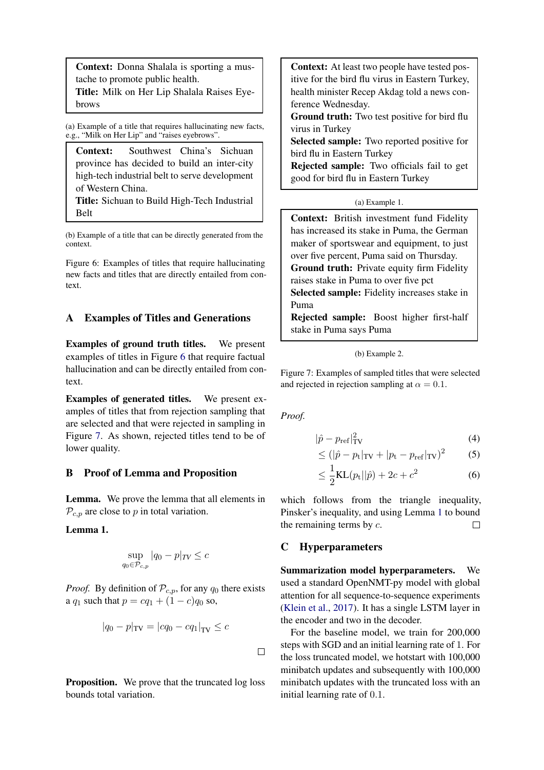**Context:** Donna Shalala is sporting a mustache to promote public health.
**Title:** Milk on Her Lip Shalala Raises Eyebrows

(a) Example of a title that requires hallucinating new facts, e.g., "Milk on Her Lip" and "raises eyebrows".

**Context:** Southwest China's Sichuan province has decided to build an inter-city high-tech industrial belt to serve development of Western China.
**Title:** Sichuan to Build High-Tech Industrial Belt

(b) Example of a title that can be directly generated from the context.

Figure 6: Examples of titles that require hallucinating new facts and titles that are directly entailed from context.

## A Examples of Titles and Generations

**Examples of ground truth titles.** We present examples of titles in Figure 6 that require factual hallucination and can be directly entailed from context.

**Examples of generated titles.** We present examples of titles that from rejection sampling that are selected and that were rejected in sampling in Figure 7. As shown, rejected titles tend to be of lower quality.

## B Proof of Lemma and Proposition

**Lemma.** We prove the lemma that all elements in $\mathcal{P}_{c,p}$ are close to $p$ in total variation.

**Lemma 1.**

$$\sup_{q_0 \in \mathcal{P}_{c,p}} |q_0 - p|_{TV} \leq c$$

*Proof.* By definition of $\mathcal{P}_{c,p}$, for any $q_0$ there exists a $q_1$ such that $p = cq_1 + (1-c)q_0$ so,

$$|q_0 - p|_{\text{TV}} = |cq_0 - cq_1|_{\text{TV}} \leq c$$

□

**Proposition.** We prove that the truncated log loss bounds total variation.

**Context:** At least two people have tested positive for the bird flu virus in Eastern Turkey, health minister Recep Akdag told a news conference Wednesday.
**Ground truth:** Two test positive for bird flu virus in Turkey
**Selected sample:** Two reported positive for bird flu in Eastern Turkey
**Rejected sample:** Two officials fail to get good for bird flu in Eastern Turkey

(a) Example 1.

**Context:** British investment fund Fidelity has increased its stake in Puma, the German maker of sportswear and equipment, to just over five percent, Puma said on Thursday.
**Ground truth:** Private equity firm Fidelity raises stake in Puma to over five pct
**Selected sample:** Fidelity increases stake in Puma
**Rejected sample:** Boost higher first-half stake in Puma says Puma

(b) Example 2.

Figure 7: Examples of sampled titles that were selected and rejected in rejection sampling at $\alpha = 0.1$.

*Proof.*

$$|\hat{p} - p_{\text{ref}}|_{\text{TV}}^2 \tag{4}$$

$$\leq (|\hat{p} - p_{\text{t}}|_{\text{TV}} + |p_{\text{t}} - p_{\text{ref}}|_{\text{TV}})^2 \tag{5}$$

$$\leq \frac{1}{2}\text{KL}(p_{\text{t}}||\hat{p}) + 2c + c^2 \tag{6}$$

which follows from the triangle inequality, Pinsker's inequality, and using Lemma 1 to bound the remaining terms by $c$. □

## C Hyperparameters

**Summarization model hyperparameters.** We used a standard OpenNMT-py model with global attention for all sequence-to-sequence experiments (Klein et al., 2017). It has a single LSTM layer in the encoder and two in the decoder.

For the baseline model, we train for 200,000 steps with SGD and an initial learning rate of 1. For the loss truncated model, we hotstart with 100,000 minibatch updates and subsequently with 100,000 minibatch updates with the truncated loss with an initial learning rate of 0.1.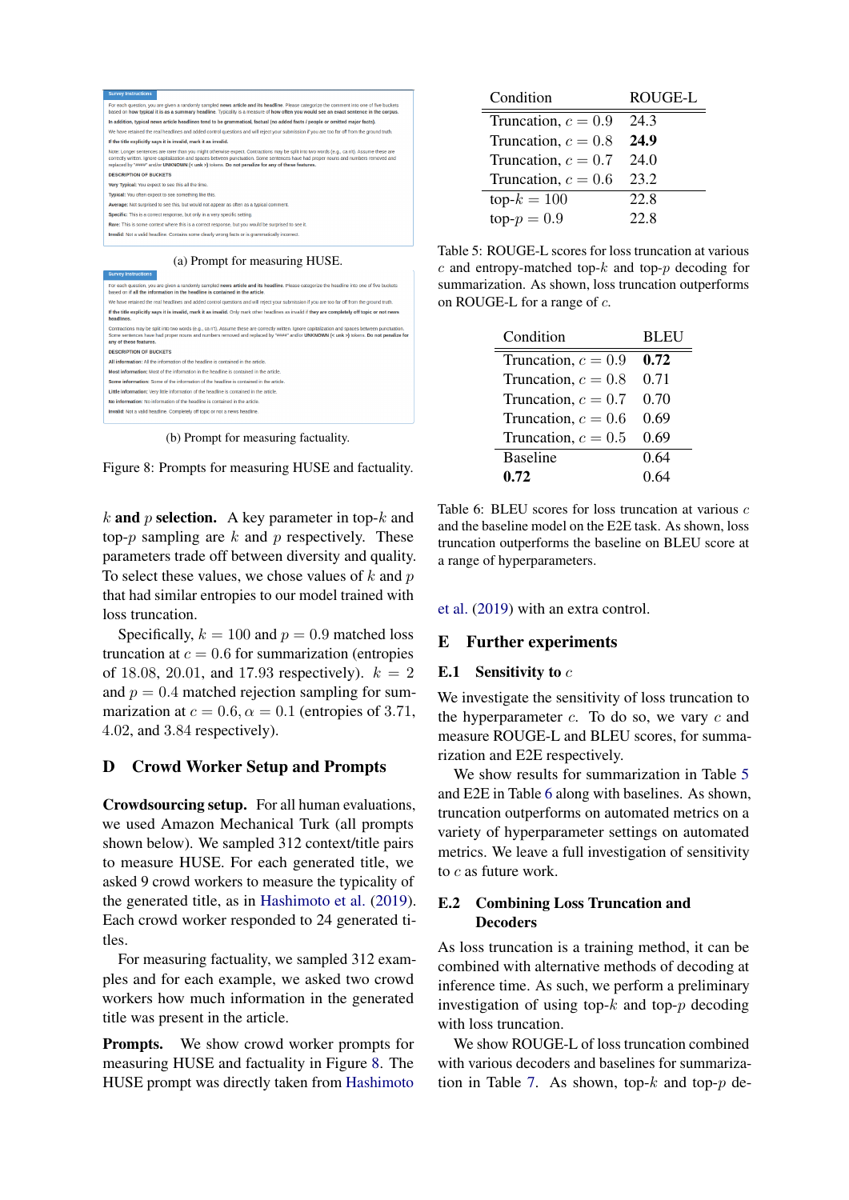Survey Instructions

For each question, you are given a randomly sampled **news article and its headline**. Please categorize the comment into one of five buckets based on **how typical it is as a summary headline**. Typicality is a measure of **how often you would see an exact sentence in the corpus**.

**In addition, typical news article headlines tend to be grammatical, factual (no added facts / people or omitted major facts).**

We have retained the real headlines and added control questions and will reject your submission if you are too far off from the ground truth.

**If the title explicitly says it is invalid, mark it as invalid.**

Note: Longer sentences are rarer than you might otherwise expect. Contractions may be split into two words (e.g., ca n't). Assume these are correctly written. Ignore capitalization and spaces between punctuation. Some sentences have had proper nouns and numbers removed and replaced by "####" and/or **UNKNOWN (< unk >)** tokens. **Do not penalize for any of these features.**

**DESCRIPTION OF BUCKETS**

**Very Typical:** You expect to see this all the time.

**Typical:** You often expect to see something like this.

**Average:** Not surprised to see this, but would not appear as often as a typical comment.

**Specific:** This is a correct response, but only in a very specific setting.

**Rare:** This is some context where this is a correct response, but you would be surprised to see it.

**Invalid:** Not a valid headline. Contains some clearly wrong facts or is grammatically incorrect.

(a) Prompt for measuring HUSE.

Survey Instructions

For each question, you are given a randomly sampled **news article and its headline**. Please categorize the headline into one of five buckets based on if **all the information in the headline is contained in the article**.

We have retained the real headlines and added control questions and will reject your submission if you are too far off from the ground truth.

**If the title explicitly says it is invalid, mark it as invalid.** Only mark other headlines as invalid if **they are completely off topic or not news headlines.**

Contractions may be split into two words (e.g., ca n't). Assume these are correctly written. Ignore capitalization and spaces between punctuation. Some sentences have had proper nouns and numbers removed and replaced by "####" and/or **UNKNOWN (< unk >)** tokens. **Do not penalize for any of these features.**

**DESCRIPTION OF BUCKETS**

**All information:** All the information of the headline is contained in the article.

**Most information:** Most of the information in the headline is contained in the article.

**Some information:** Some of the information of the headline is contained in the article.

**Little information:** Very little information of the headline is contained in the article.

**No information:** No information of the headline is contained in the article.

**Invalid:** Not a valid headline. Completely off topic or not a news headline.

(b) Prompt for measuring factuality.

Figure 8: Prompts for measuring HUSE and factuality.

**$k$ and $p$ selection.** A key parameter in top-$k$ and top-$p$ sampling are $k$ and $p$ respectively. These parameters trade off between diversity and quality. To select these values, we chose values of $k$ and $p$ that had similar entropies to our model trained with loss truncation.

Specifically, $k = 100$ and $p = 0.9$ matched loss truncation at $c = 0.6$ for summarization (entropies of 18.08, 20.01, and 17.93 respectively). $k = 2$ and $p = 0.4$ matched rejection sampling for summarization at $c = 0.6, \alpha = 0.1$ (entropies of 3.71, 4.02, and 3.84 respectively).

## D Crowd Worker Setup and Prompts

**Crowdsourcing setup.** For all human evaluations, we used Amazon Mechanical Turk (all prompts shown below). We sampled 312 context/title pairs to measure HUSE. For each generated title, we asked 9 crowd workers to measure the typicality of the generated title, as in Hashimoto et al. (2019). Each crowd worker responded to 24 generated titles.

For measuring factuality, we sampled 312 examples and for each example, we asked two crowd workers how much information in the generated title was present in the article.

**Prompts.** We show crowd worker prompts for measuring HUSE and factuality in Figure 8. The HUSE prompt was directly taken from Hashimoto et al. (2019) with an extra control.

| Condition | ROUGE-L |
|---|---|
| Truncation, $c = 0.9$ | 24.3 |
| Truncation, $c = 0.8$ | **24.9** |
| Truncation, $c = 0.7$ | 24.0 |
| Truncation, $c = 0.6$ | 23.2 |
| top-$k = 100$ | 22.8 |
| top-$p = 0.9$ | 22.8 |

Table 5: ROUGE-L scores for loss truncation at various $c$ and entropy-matched top-$k$ and top-$p$ decoding for summarization. As shown, loss truncation outperforms on ROUGE-L for a range of $c$.

| Condition | BLEU |
|---|---|
| Truncation, $c = 0.9$ | **0.72** |
| Truncation, $c = 0.8$ | 0.71 |
| Truncation, $c = 0.7$ | 0.70 |
| Truncation, $c = 0.6$ | 0.69 |
| Truncation, $c = 0.5$ | 0.69 |
| Baseline | 0.64 |
| **0.72** | 0.64 |

Table 6: BLEU scores for loss truncation at various $c$ and the baseline model on the E2E task. As shown, loss truncation outperforms the baseline on BLEU score at a range of hyperparameters.

## E Further experiments

### E.1 Sensitivity to $c$

We investigate the sensitivity of loss truncation to the hyperparameter $c$. To do so, we vary $c$ and measure ROUGE-L and BLEU scores, for summarization and E2E respectively.

We show results for summarization in Table 5 and E2E in Table 6 along with baselines. As shown, truncation outperforms on automated metrics on a variety of hyperparameter settings on automated metrics. We leave a full investigation of sensitivity to $c$ as future work.

### E.2 Combining Loss Truncation and Decoders

As loss truncation is a training method, it can be combined with alternative methods of decoding at inference time. As such, we perform a preliminary investigation of using top-$k$ and top-$p$ decoding with loss truncation.

We show ROUGE-L of loss truncation combined with various decoders and baselines for summarization in Table 7. As shown, top-$k$ and top-$p$ de-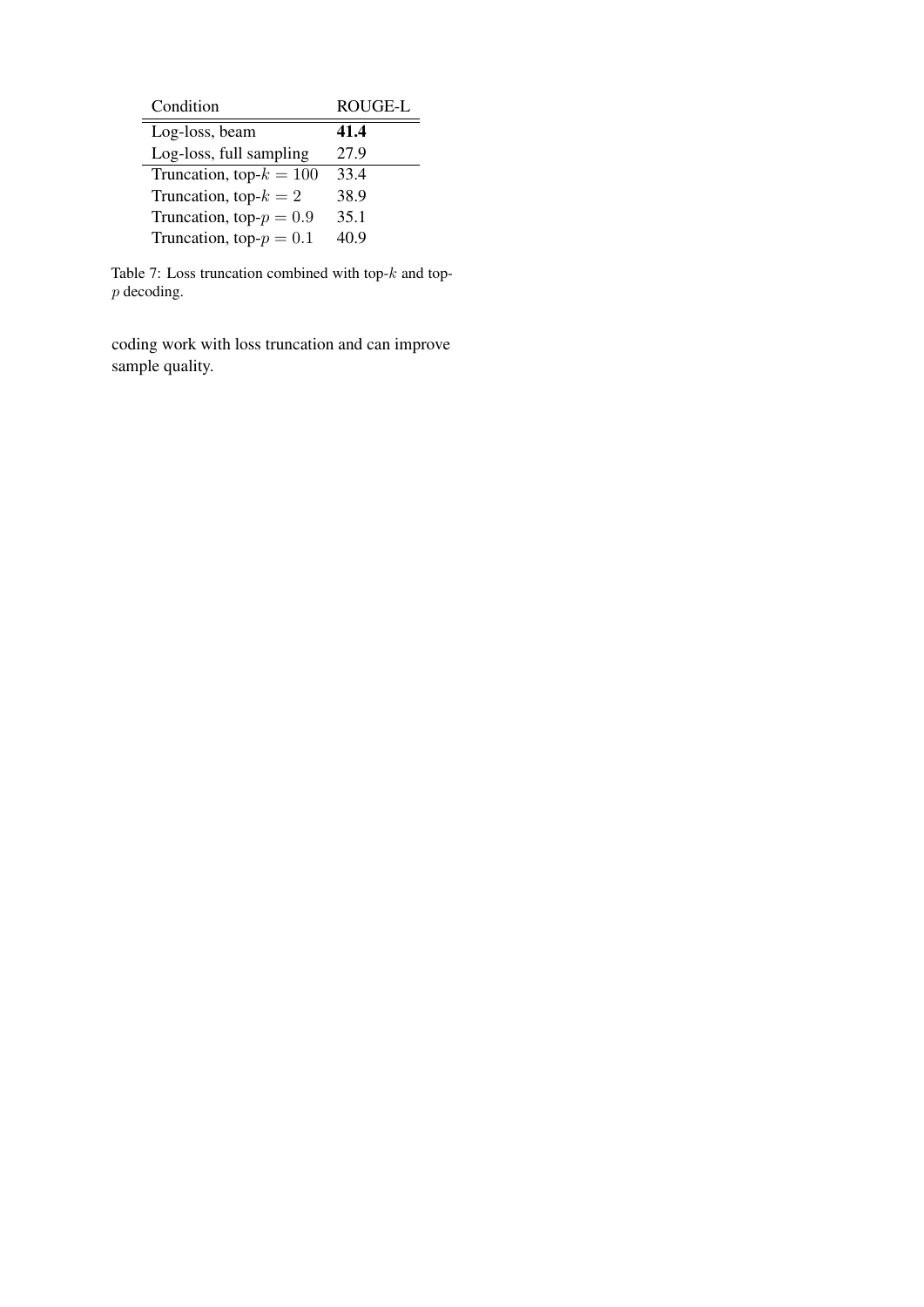| Condition | ROUGE-L |
| --- | --- |
| Log-loss, beam | **41.4** |
| Log-loss, full sampling | 27.9 |
| Truncation, top-$k = 100$ | 33.4 |
| Truncation, top-$k = 2$ | 38.9 |
| Truncation, top-$p = 0.9$ | 35.1 |
| Truncation, top-$p = 0.1$ | 40.9 |

Table 7: Loss truncation combined with top-$k$ and top-$p$ decoding.

coding work with loss truncation and can improve sample quality.